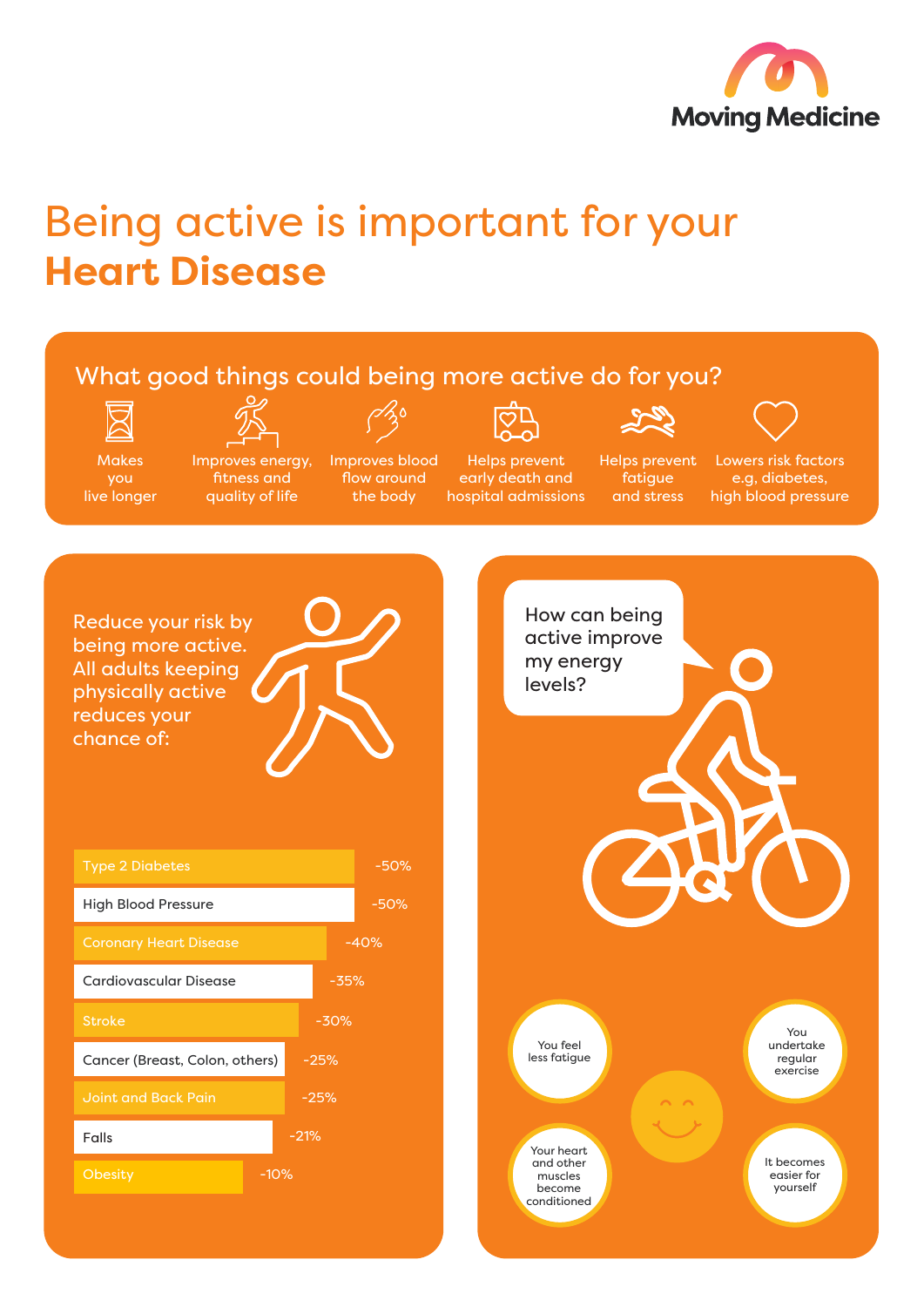Moving Medicine

# Being active is important for your **Heart Disease**

## What good things could being more active do for you?

- Makes you live longer
- Improves energy, fitness and quality of life
- Improves blood flow around the body
- Helps prevent early death and hospital admissions
- Helps prevent fatigue and stress
- Lowers risk factors e.g, diabetes, high blood pressure

## Reduce your risk by being more active. All adults keeping physically active reduces your chance of:

| Condition | Risk reduction |
| --- | --- |
| Type 2 Diabetes | -50% |
| High Blood Pressure | -50% |
| Coronary Heart Disease | -40% |
| Cardiovascular Disease | -35% |
| Stroke | -30% |
| Cancer (Breast, Colon, others) | -25% |
| Joint and Back Pain | -25% |
| Falls | -21% |
| Obesity | -10% |

## How can being active improve my energy levels?

- You feel less fatigue
- You undertake regular exercise
- Your heart and other muscles become conditioned
- It becomes easier for yourself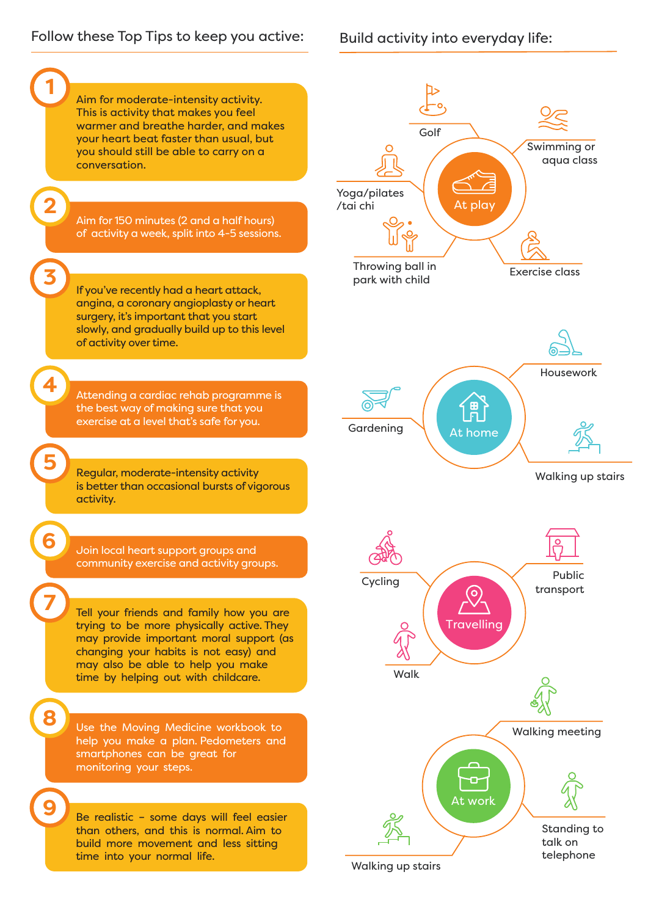## Follow these Top Tips to keep you active:

1. Aim for moderate-intensity activity. This is activity that makes you feel warmer and breathe harder, and makes your heart beat faster than usual, but you should still be able to carry on a conversation.
2. Aim for 150 minutes (2 and a half hours) of activity a week, split into 4-5 sessions.
3. If you've recently had a heart attack, angina, a coronary angioplasty or heart surgery, it's important that you start slowly, and gradually build up to this level of activity over time.
4. Attending a cardiac rehab programme is the best way of making sure that you exercise at a level that's safe for you.
5. Regular, moderate-intensity activity is better than occasional bursts of vigorous activity.
6. Join local heart support groups and community exercise and activity groups.
7. Tell your friends and family how you are trying to be more physically active. They may provide important moral support (as changing your habits is not easy) and may also be able to help you make time by helping out with childcare.
8. Use the Moving Medicine workbook to help you make a plan. Pedometers and smartphones can be great for monitoring your steps.
9. Be realistic – some days will feel easier than others, and this is normal. Aim to build more movement and less sitting time into your normal life.

## Build activity into everyday life:

**At play**
- Golf
- Swimming or aqua class
- Yoga/pilates /tai chi
- Throwing ball in park with child
- Exercise class

**At home**
- Housework
- Gardening
- Walking up stairs

**Travelling**
- Cycling
- Public transport
- Walk

**At work**
- Walking meeting
- Standing to talk on telephone
- Walking up stairs